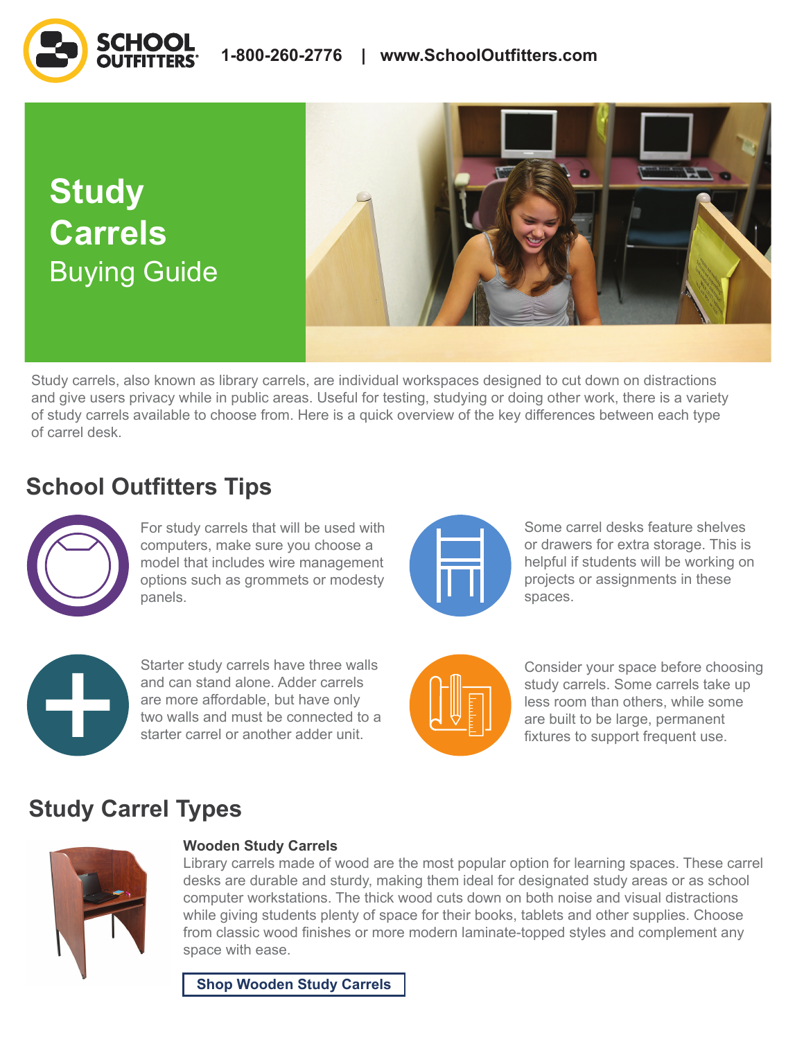SCHOOL OUTFITTERS 1-800-260-2776 | www.SchoolOutfitters.com

# Study Carrels Buying Guide

Study carrels, also known as library carrels, are individual workspaces designed to cut down on distractions and give users privacy while in public areas. Useful for testing, studying or doing other work, there is a variety of study carrels available to choose from. Here is a quick overview of the key differences between each type of carrel desk.

## School Outfitters Tips

For study carrels that will be used with computers, make sure you choose a model that includes wire management options such as grommets or modesty panels.

Some carrel desks feature shelves or drawers for extra storage. This is helpful if students will be working on projects or assignments in these spaces.

Starter study carrels have three walls and can stand alone. Adder carrels are more affordable, but have only two walls and must be connected to a starter carrel or another adder unit.

Consider your space before choosing study carrels. Some carrels take up less room than others, while some are built to be large, permanent fixtures to support frequent use.

## Study Carrel Types

**Wooden Study Carrels**

Library carrels made of wood are the most popular option for learning spaces. These carrel desks are durable and sturdy, making them ideal for designated study areas or as school computer workstations. The thick wood cuts down on both noise and visual distractions while giving students plenty of space for their books, tablets and other supplies. Choose from classic wood finishes or more modern laminate-topped styles and complement any space with ease.

**Shop Wooden Study Carrels**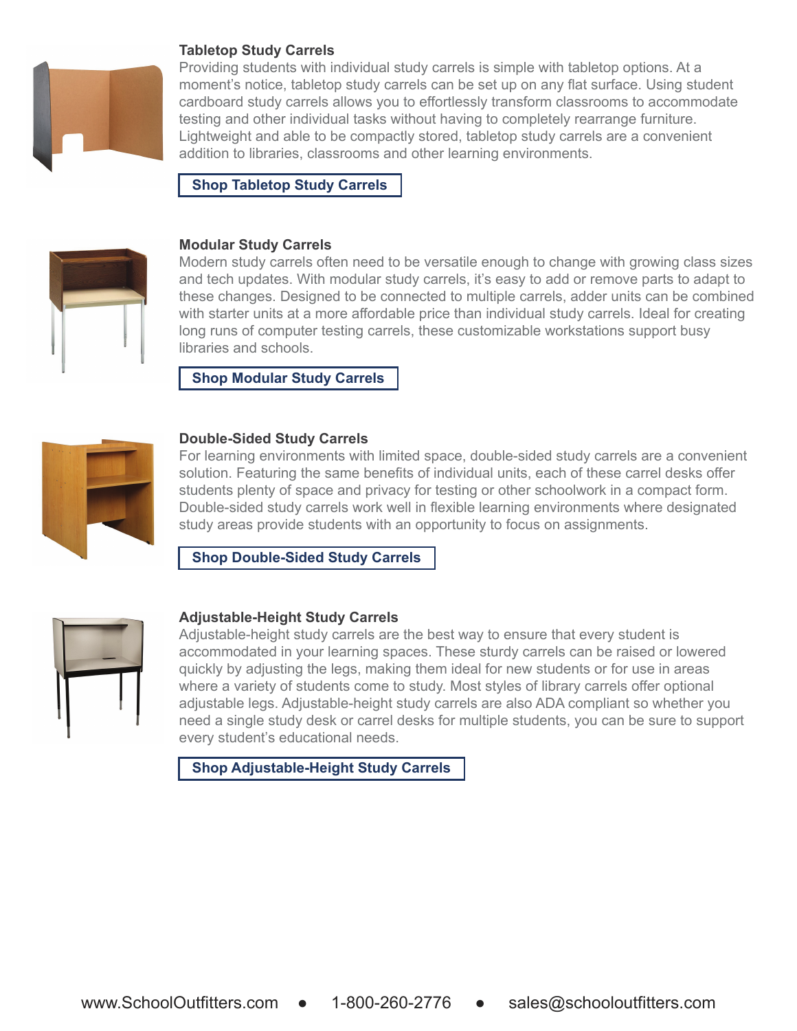### Tabletop Study Carrels

Providing students with individual study carrels is simple with tabletop options. At a moment's notice, tabletop study carrels can be set up on any flat surface. Using student cardboard study carrels allows you to effortlessly transform classrooms to accommodate testing and other individual tasks without having to completely rearrange furniture. Lightweight and able to be compactly stored, tabletop study carrels are a convenient addition to libraries, classrooms and other learning environments.

**Shop Tabletop Study Carrels**

### Modular Study Carrels

Modern study carrels often need to be versatile enough to change with growing class sizes and tech updates. With modular study carrels, it's easy to add or remove parts to adapt to these changes. Designed to be connected to multiple carrels, adder units can be combined with starter units at a more affordable price than individual study carrels. Ideal for creating long runs of computer testing carrels, these customizable workstations support busy libraries and schools.

**Shop Modular Study Carrels**

### Double-Sided Study Carrels

For learning environments with limited space, double-sided study carrels are a convenient solution. Featuring the same benefits of individual units, each of these carrel desks offer students plenty of space and privacy for testing or other schoolwork in a compact form. Double-sided study carrels work well in flexible learning environments where designated study areas provide students with an opportunity to focus on assignments.

**Shop Double-Sided Study Carrels**

### Adjustable-Height Study Carrels

Adjustable-height study carrels are the best way to ensure that every student is accommodated in your learning spaces. These sturdy carrels can be raised or lowered quickly by adjusting the legs, making them ideal for new students or for use in areas where a variety of students come to study. Most styles of library carrels offer optional adjustable legs. Adjustable-height study carrels are also ADA compliant so whether you need a single study desk or carrel desks for multiple students, you can be sure to support every student's educational needs.

**Shop Adjustable-Height Study Carrels**

www.SchoolOutfitters.com ● 1-800-260-2776 ● sales@schooloutfitters.com